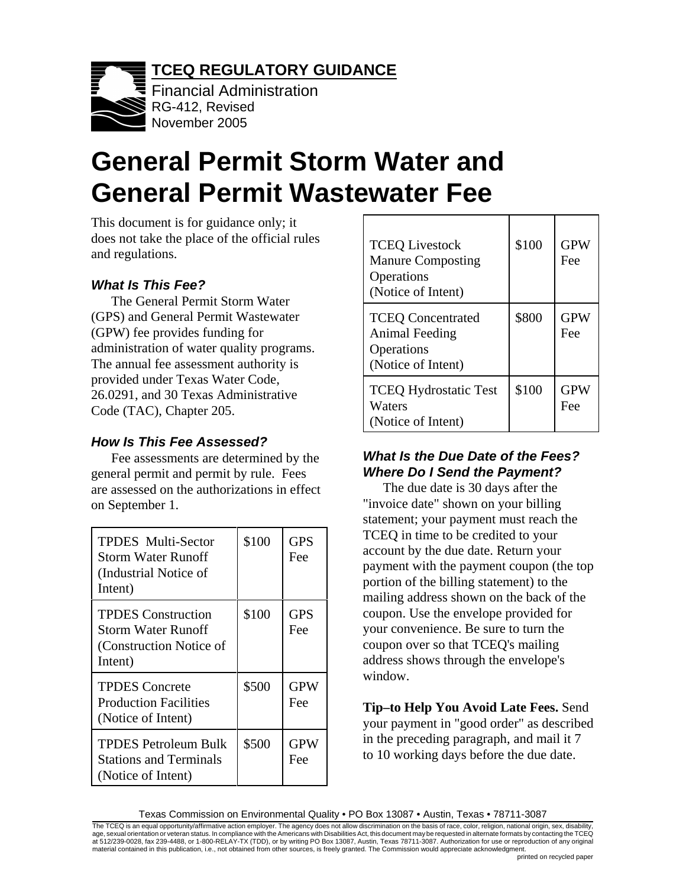**TCEQ REGULATORY GUIDANCE**

Financial Administration
RG-412, Revised
November 2005

# General Permit Storm Water and General Permit Wastewater Fee

This document is for guidance only; it does not take the place of the official rules and regulations.

### *What Is This Fee?*

The General Permit Storm Water (GPS) and General Permit Wastewater (GPW) fee provides funding for administration of water quality programs. The annual fee assessment authority is provided under Texas Water Code, 26.0291, and 30 Texas Administrative Code (TAC), Chapter 205.

### *How Is This Fee Assessed?*

Fee assessments are determined by the general permit and permit by rule. Fees are assessed on the authorizations in effect on September 1.

| Authorization | Fee | Type |
|---|---|---|
| TPDES Multi-Sector Storm Water Runoff (Industrial Notice of Intent) | \$100 | GPS Fee |
| TPDES Construction Storm Water Runoff (Construction Notice of Intent) | \$100 | GPS Fee |
| TPDES Concrete Production Facilities (Notice of Intent) | \$500 | GPW Fee |
| TPDES Petroleum Bulk Stations and Terminals (Notice of Intent) | \$500 | GPW Fee |
| TCEQ Livestock Manure Composting Operations (Notice of Intent) | \$100 | GPW Fee |
| TCEQ Concentrated Animal Feeding Operations (Notice of Intent) | \$800 | GPW Fee |
| TCEQ Hydrostatic Test Waters (Notice of Intent) | \$100 | GPW Fee |

### *What Is the Due Date of the Fees? Where Do I Send the Payment?*

The due date is 30 days after the "invoice date" shown on your billing statement; your payment must reach the TCEQ in time to be credited to your account by the due date. Return your payment with the payment coupon (the top portion of the billing statement) to the mailing address shown on the back of the coupon. Use the envelope provided for your convenience. Be sure to turn the coupon over so that TCEQ's mailing address shows through the envelope's window.

**Tip–to Help You Avoid Late Fees.** Send your payment in "good order" as described in the preceding paragraph, and mail it 7 to 10 working days before the due date.

Texas Commission on Environmental Quality • PO Box 13087 • Austin, Texas • 78711-3087

The TCEQ is an equal opportunity/affirmative action employer. The agency does not allow discrimination on the basis of race, color, religion, national origin, sex, disability, age, sexual orientation or veteran status. In compliance with the Americans with Disabilities Act, this document may be requested in alternate formats by contacting the TCEQ at 512/239-0028, fax 239-4488, or 1-800-RELAY-TX (TDD), or by writing PO Box 13087, Austin, Texas 78711-3087. Authorization for use or reproduction of any original material contained in this publication, i.e., not obtained from other sources, is freely granted. The Commission would appreciate acknowledgment.

printed on recycled paper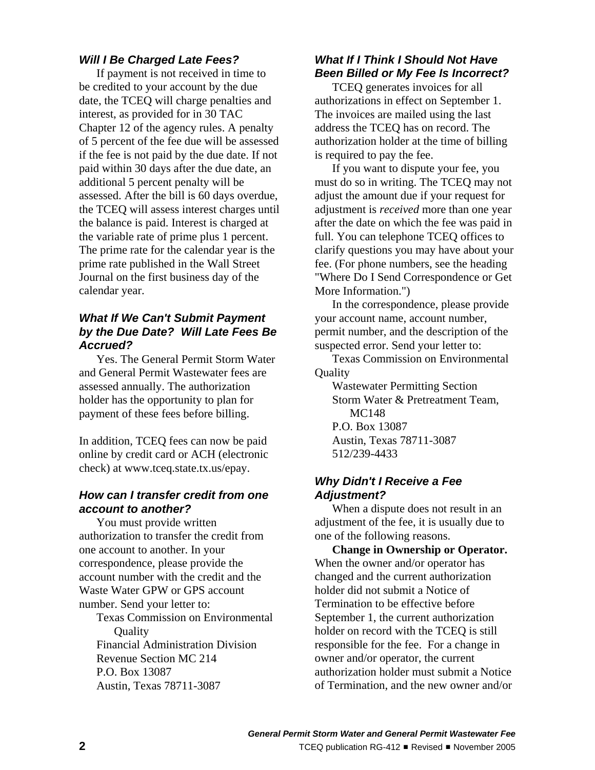### *Will I Be Charged Late Fees?*

If payment is not received in time to be credited to your account by the due date, the TCEQ will charge penalties and interest, as provided for in 30 TAC Chapter 12 of the agency rules. A penalty of 5 percent of the fee due will be assessed if the fee is not paid by the due date. If not paid within 30 days after the due date, an additional 5 percent penalty will be assessed. After the bill is 60 days overdue, the TCEQ will assess interest charges until the balance is paid. Interest is charged at the variable rate of prime plus 1 percent. The prime rate for the calendar year is the prime rate published in the Wall Street Journal on the first business day of the calendar year.

### *What If We Can't Submit Payment by the Due Date? Will Late Fees Be Accrued?*

Yes. The General Permit Storm Water and General Permit Wastewater fees are assessed annually. The authorization holder has the opportunity to plan for payment of these fees before billing.

In addition, TCEQ fees can now be paid online by credit card or ACH (electronic check) at www.tceq.state.tx.us/epay.

### *How can I transfer credit from one account to another?*

You must provide written authorization to transfer the credit from one account to another. In your correspondence, please provide the account number with the credit and the Waste Water GPW or GPS account number. Send your letter to:

Texas Commission on Environmental Quality
Financial Administration Division
Revenue Section MC 214
P.O. Box 13087
Austin, Texas 78711-3087

### *What If I Think I Should Not Have Been Billed or My Fee Is Incorrect?*

TCEQ generates invoices for all authorizations in effect on September 1. The invoices are mailed using the last address the TCEQ has on record. The authorization holder at the time of billing is required to pay the fee.

If you want to dispute your fee, you must do so in writing. The TCEQ may not adjust the amount due if your request for adjustment is *received* more than one year after the date on which the fee was paid in full. You can telephone TCEQ offices to clarify questions you may have about your fee. (For phone numbers, see the heading "Where Do I Send Correspondence or Get More Information.")

In the correspondence, please provide your account name, account number, permit number, and the description of the suspected error. Send your letter to:

Texas Commission on Environmental Quality
Wastewater Permitting Section
Storm Water & Pretreatment Team, MC148
P.O. Box 13087
Austin, Texas 78711-3087
512/239-4433

### *Why Didn't I Receive a Fee Adjustment?*

When a dispute does not result in an adjustment of the fee, it is usually due to one of the following reasons.

**Change in Ownership or Operator.** When the owner and/or operator has changed and the current authorization holder did not submit a Notice of Termination to be effective before September 1, the current authorization holder on record with the TCEQ is still responsible for the fee. For a change in owner and/or operator, the current authorization holder must submit a Notice of Termination, and the new owner and/or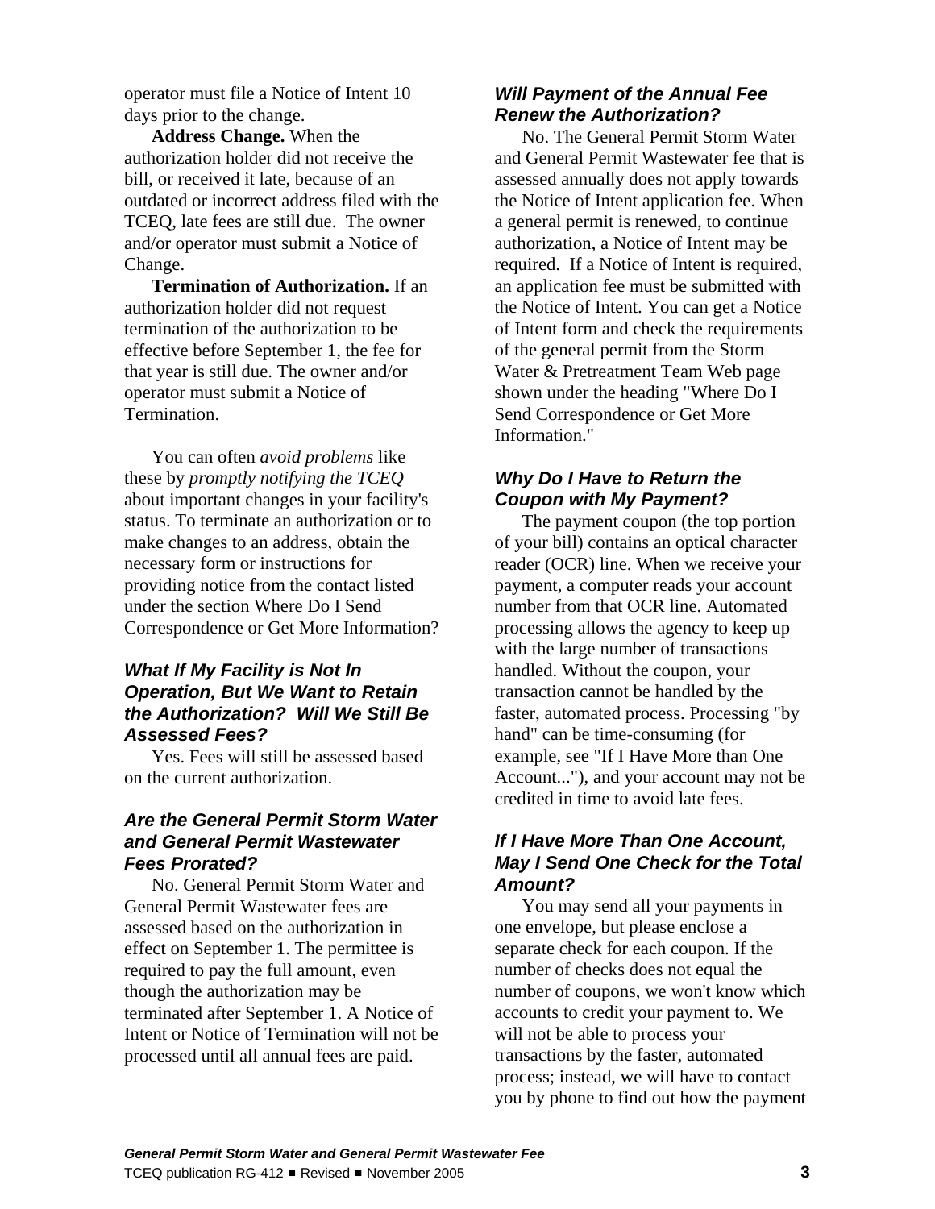operator must file a Notice of Intent 10 days prior to the change.

**Address Change.** When the authorization holder did not receive the bill, or received it late, because of an outdated or incorrect address filed with the TCEQ, late fees are still due. The owner and/or operator must submit a Notice of Change.

**Termination of Authorization.** If an authorization holder did not request termination of the authorization to be effective before September 1, the fee for that year is still due. The owner and/or operator must submit a Notice of Termination.

You can often *avoid problems* like these by *promptly notifying the TCEQ* about important changes in your facility's status. To terminate an authorization or to make changes to an address, obtain the necessary form or instructions for providing notice from the contact listed under the section Where Do I Send Correspondence or Get More Information?

### *What If My Facility is Not In Operation, But We Want to Retain the Authorization? Will We Still Be Assessed Fees?*

Yes. Fees will still be assessed based on the current authorization.

### *Are the General Permit Storm Water and General Permit Wastewater Fees Prorated?*

No. General Permit Storm Water and General Permit Wastewater fees are assessed based on the authorization in effect on September 1. The permittee is required to pay the full amount, even though the authorization may be terminated after September 1. A Notice of Intent or Notice of Termination will not be processed until all annual fees are paid.

### *Will Payment of the Annual Fee Renew the Authorization?*

No. The General Permit Storm Water and General Permit Wastewater fee that is assessed annually does not apply towards the Notice of Intent application fee. When a general permit is renewed, to continue authorization, a Notice of Intent may be required. If a Notice of Intent is required, an application fee must be submitted with the Notice of Intent. You can get a Notice of Intent form and check the requirements of the general permit from the Storm Water & Pretreatment Team Web page shown under the heading "Where Do I Send Correspondence or Get More Information."

### *Why Do I Have to Return the Coupon with My Payment?*

The payment coupon (the top portion of your bill) contains an optical character reader (OCR) line. When we receive your payment, a computer reads your account number from that OCR line. Automated processing allows the agency to keep up with the large number of transactions handled. Without the coupon, your transaction cannot be handled by the faster, automated process. Processing "by hand" can be time-consuming (for example, see "If I Have More than One Account..."), and your account may not be credited in time to avoid late fees.

### *If I Have More Than One Account, May I Send One Check for the Total Amount?*

You may send all your payments in one envelope, but please enclose a separate check for each coupon. If the number of checks does not equal the number of coupons, we won't know which accounts to credit your payment to. We will not be able to process your transactions by the faster, automated process; instead, we will have to contact you by phone to find out how the payment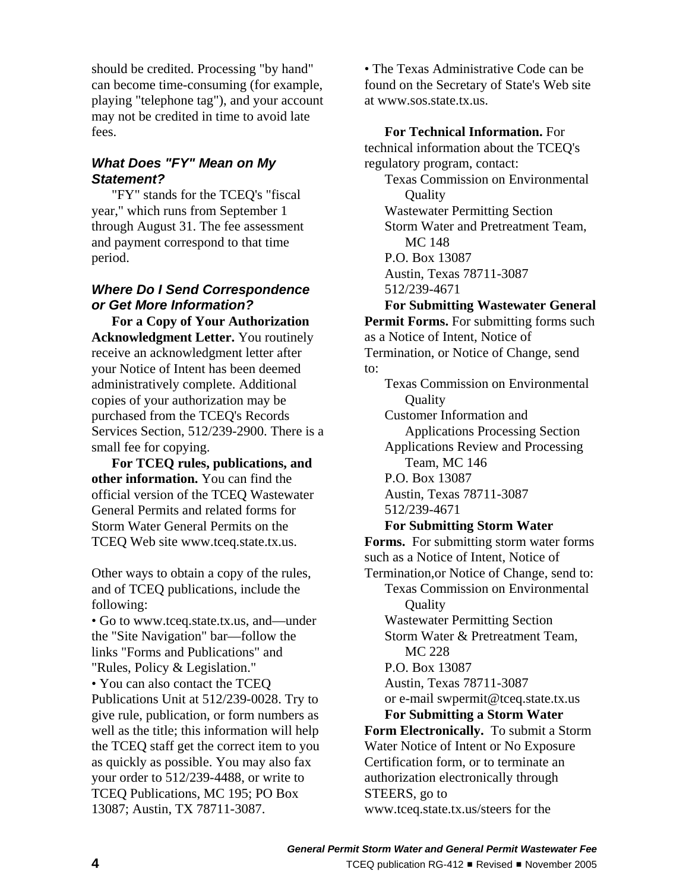should be credited. Processing "by hand" can become time-consuming (for example, playing "telephone tag"), and your account may not be credited in time to avoid late fees.

### *What Does "FY" Mean on My Statement?*

"FY" stands for the TCEQ's "fiscal year," which runs from September 1 through August 31. The fee assessment and payment correspond to that time period.

### *Where Do I Send Correspondence or Get More Information?*

**For a Copy of Your Authorization Acknowledgment Letter.** You routinely receive an acknowledgment letter after your Notice of Intent has been deemed administratively complete. Additional copies of your authorization may be purchased from the TCEQ's Records Services Section, 512/239-2900. There is a small fee for copying.

**For TCEQ rules, publications, and other information.** You can find the official version of the TCEQ Wastewater General Permits and related forms for Storm Water General Permits on the TCEQ Web site www.tceq.state.tx.us.

Other ways to obtain a copy of the rules, and of TCEQ publications, include the following:

- Go to www.tceq.state.tx.us, and—under the "Site Navigation" bar—follow the links "Forms and Publications" and "Rules, Policy & Legislation."
- You can also contact the TCEQ Publications Unit at 512/239-0028. Try to give rule, publication, or form numbers as well as the title; this information will help the TCEQ staff get the correct item to you as quickly as possible. You may also fax your order to 512/239-4488, or write to TCEQ Publications, MC 195; PO Box 13087; Austin, TX 78711-3087.
- The Texas Administrative Code can be found on the Secretary of State's Web site at www.sos.state.tx.us.

**For Technical Information.** For technical information about the TCEQ's regulatory program, contact:

Texas Commission on Environmental Quality
Wastewater Permitting Section
Storm Water and Pretreatment Team, MC 148
P.O. Box 13087
Austin, Texas 78711-3087
512/239-4671

**For Submitting Wastewater General Permit Forms.** For submitting forms such as a Notice of Intent, Notice of Termination, or Notice of Change, send to:

Texas Commission on Environmental Quality
Customer Information and Applications Processing Section
Applications Review and Processing Team, MC 146
P.O. Box 13087
Austin, Texas 78711-3087
512/239-4671

**For Submitting Storm Water Forms.** For submitting storm water forms such as a Notice of Intent, Notice of Termination,or Notice of Change, send to:

Texas Commission on Environmental Quality
Wastewater Permitting Section
Storm Water & Pretreatment Team, MC 228
P.O. Box 13087
Austin, Texas 78711-3087
or e-mail swpermit@tceq.state.tx.us

**For Submitting a Storm Water Form Electronically.** To submit a Storm Water Notice of Intent or No Exposure Certification form, or to terminate an authorization electronically through STEERS, go to www.tceq.state.tx.us/steers for the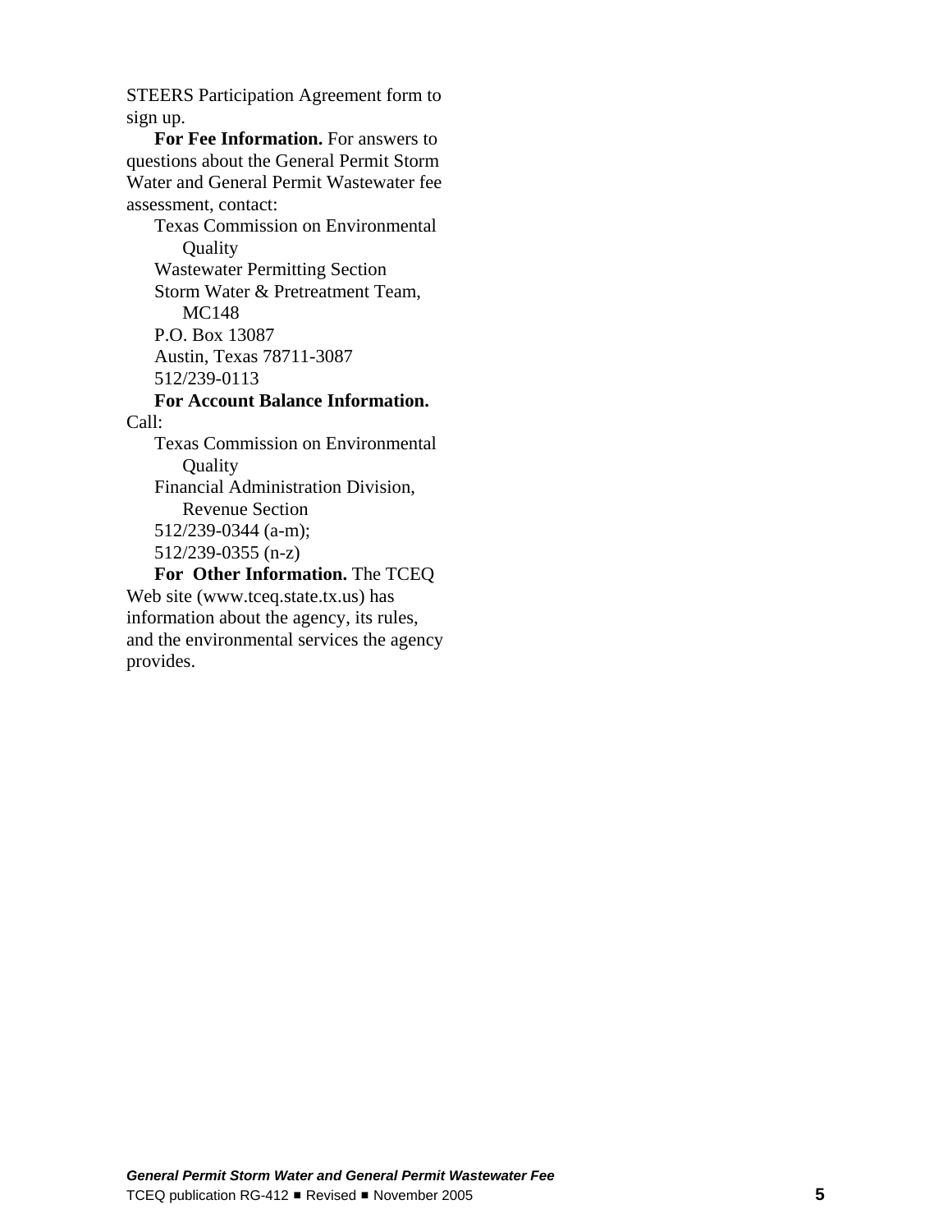STEERS Participation Agreement form to sign up.

**For Fee Information.** For answers to questions about the General Permit Storm Water and General Permit Wastewater fee assessment, contact:

Texas Commission on Environmental Quality
Wastewater Permitting Section
Storm Water & Pretreatment Team, MC148
P.O. Box 13087
Austin, Texas 78711-3087
512/239-0113

**For Account Balance Information.** Call:

Texas Commission on Environmental Quality
Financial Administration Division, Revenue Section
512/239-0344 (a-m);
512/239-0355 (n-z)

**For Other Information.** The TCEQ Web site (www.tceq.state.tx.us) has information about the agency, its rules, and the environmental services the agency provides.